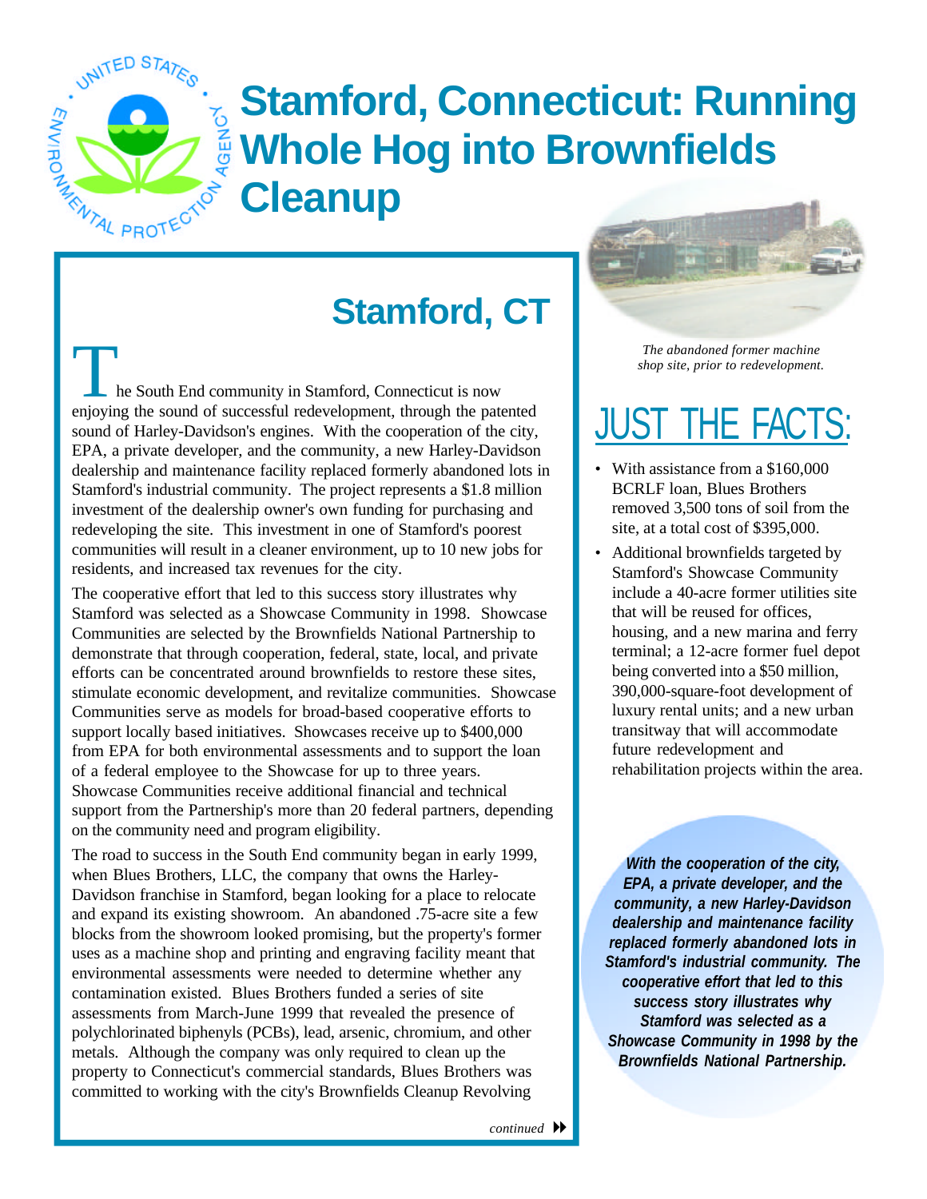# Stamford, Connecticut: Running Whole Hog into Brownfields Cleanup

## Stamford, CT

The South End community in Stamford, Connecticut is now enjoying the sound of successful redevelopment, through the patented sound of Harley-Davidson's engines. With the cooperation of the city, EPA, a private developer, and the community, a new Harley-Davidson dealership and maintenance facility replaced formerly abandoned lots in Stamford's industrial community. The project represents a $1.8 million investment of the dealership owner's own funding for purchasing and redeveloping the site. This investment in one of Stamford's poorest communities will result in a cleaner environment, up to 10 new jobs for residents, and increased tax revenues for the city.

The cooperative effort that led to this success story illustrates why Stamford was selected as a Showcase Community in 1998. Showcase Communities are selected by the Brownfields National Partnership to demonstrate that through cooperation, federal, state, local, and private efforts can be concentrated around brownfields to restore these sites, stimulate economic development, and revitalize communities. Showcase Communities serve as models for broad-based cooperative efforts to support locally based initiatives. Showcases receive up to $400,000 from EPA for both environmental assessments and to support the loan of a federal employee to the Showcase for up to three years. Showcase Communities receive additional financial and technical support from the Partnership's more than 20 federal partners, depending on the community need and program eligibility.

The road to success in the South End community began in early 1999, when Blues Brothers, LLC, the company that owns the Harley-Davidson franchise in Stamford, began looking for a place to relocate and expand its existing showroom. An abandoned .75-acre site a few blocks from the showroom looked promising, but the property's former uses as a machine shop and printing and engraving facility meant that environmental assessments were needed to determine whether any contamination existed. Blues Brothers funded a series of site assessments from March-June 1999 that revealed the presence of polychlorinated biphenyls (PCBs), lead, arsenic, chromium, and other metals. Although the company was only required to clean up the property to Connecticut's commercial standards, Blues Brothers was committed to working with the city's Brownfields Cleanup Revolving

*continued*

*The abandoned former machine shop site, prior to redevelopment.*

## JUST THE FACTS:

- With assistance from a $160,000 BCRLF loan, Blues Brothers removed 3,500 tons of soil from the site, at a total cost of $395,000.
- Additional brownfields targeted by Stamford's Showcase Community include a 40-acre former utilities site that will be reused for offices, housing, and a new marina and ferry terminal; a 12-acre former fuel depot being converted into a $50 million, 390,000-square-foot development of luxury rental units; and a new urban transitway that will accommodate future redevelopment and rehabilitation projects within the area.

***With the cooperation of the city, EPA, a private developer, and the community, a new Harley-Davidson dealership and maintenance facility replaced formerly abandoned lots in Stamford's industrial community. The cooperative effort that led to this success story illustrates why Stamford was selected as a Showcase Community in 1998 by the Brownfields National Partnership.***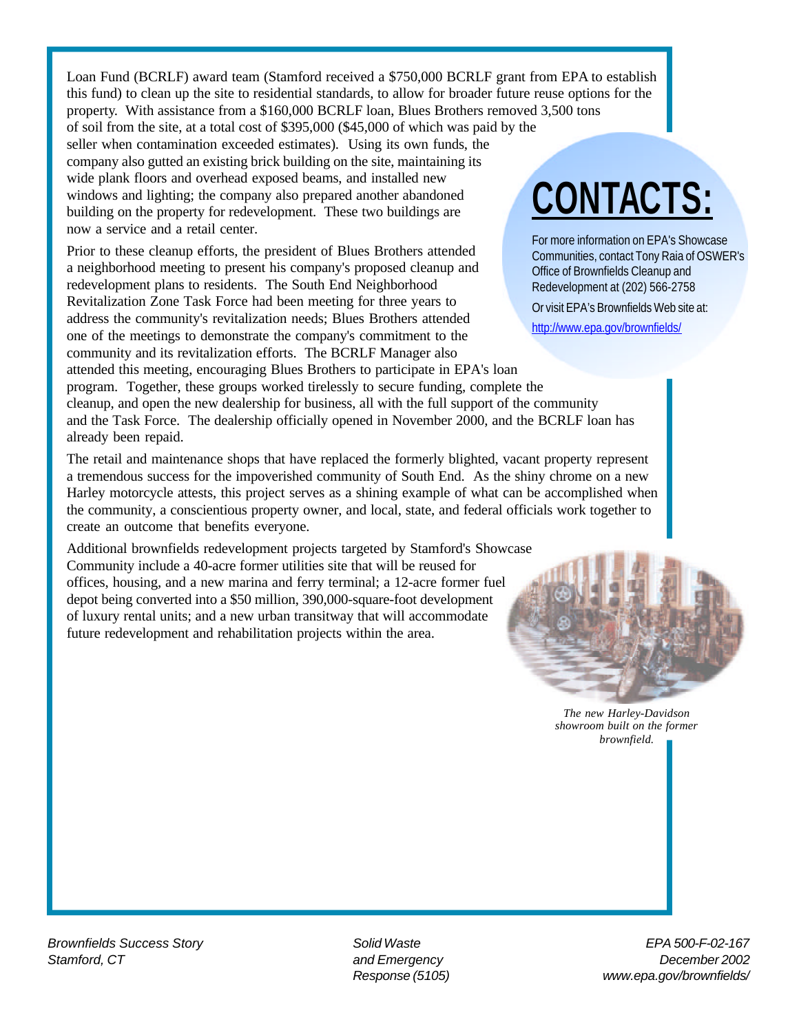Loan Fund (BCRLF) award team (Stamford received a $750,000 BCRLF grant from EPA to establish this fund) to clean up the site to residential standards, to allow for broader future reuse options for the property. With assistance from a $160,000 BCRLF loan, Blues Brothers removed 3,500 tons of soil from the site, at a total cost of $395,000 ($45,000 of which was paid by the seller when contamination exceeded estimates). Using its own funds, the company also gutted an existing brick building on the site, maintaining its wide plank floors and overhead exposed beams, and installed new windows and lighting; the company also prepared another abandoned building on the property for redevelopment. These two buildings are now a service and a retail center.

Prior to these cleanup efforts, the president of Blues Brothers attended a neighborhood meeting to present his company's proposed cleanup and redevelopment plans to residents. The South End Neighborhood Revitalization Zone Task Force had been meeting for three years to address the community's revitalization needs; Blues Brothers attended one of the meetings to demonstrate the company's commitment to the community and its revitalization efforts. The BCRLF Manager also attended this meeting, encouraging Blues Brothers to participate in EPA's loan program. Together, these groups worked tirelessly to secure funding, complete the cleanup, and open the new dealership for business, all with the full support of the community and the Task Force. The dealership officially opened in November 2000, and the BCRLF loan has already been repaid.

The retail and maintenance shops that have replaced the formerly blighted, vacant property represent a tremendous success for the impoverished community of South End. As the shiny chrome on a new Harley motorcycle attests, this project serves as a shining example of what can be accomplished when the community, a conscientious property owner, and local, state, and federal officials work together to create an outcome that benefits everyone.

Additional brownfields redevelopment projects targeted by Stamford's Showcase Community include a 40-acre former utilities site that will be reused for offices, housing, and a new marina and ferry terminal; a 12-acre former fuel depot being converted into a $50 million, 390,000-square-foot development of luxury rental units; and a new urban transitway that will accommodate future redevelopment and rehabilitation projects within the area.

## CONTACTS:

For more information on EPA's Showcase Communities, contact Tony Raia of OSWER's Office of Brownfields Cleanup and Redevelopment at (202) 566-2758

Or visit EPA's Brownfields Web site at:

http://www.epa.gov/brownfields/

*The new Harley-Davidson showroom built on the former brownfield.*

*Brownfields Success Story*
*Stamford, CT*

*Solid Waste and Emergency Response (5105)*

*EPA 500-F-02-167*
*December 2002*
*www.epa.gov/brownfields/*